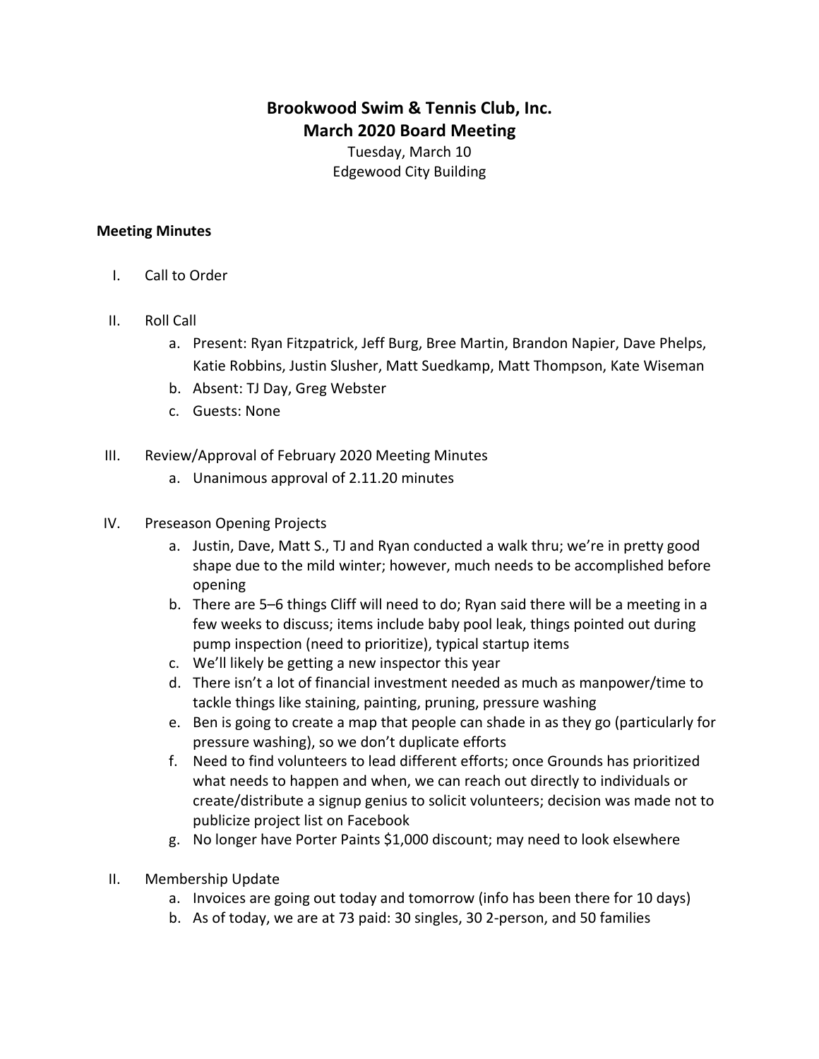# Brookwood Swim & Tennis Club, Inc.
## March 2020 Board Meeting

Tuesday, March 10
Edgewood City Building

**Meeting Minutes**

I. Call to Order

II. Roll Call
   a. Present: Ryan Fitzpatrick, Jeff Burg, Bree Martin, Brandon Napier, Dave Phelps, Katie Robbins, Justin Slusher, Matt Suedkamp, Matt Thompson, Kate Wiseman
   b. Absent: TJ Day, Greg Webster
   c. Guests: None

III. Review/Approval of February 2020 Meeting Minutes
   a. Unanimous approval of 2.11.20 minutes

IV. Preseason Opening Projects
   a. Justin, Dave, Matt S., TJ and Ryan conducted a walk thru; we're in pretty good shape due to the mild winter; however, much needs to be accomplished before opening
   b. There are 5–6 things Cliff will need to do; Ryan said there will be a meeting in a few weeks to discuss; items include baby pool leak, things pointed out during pump inspection (need to prioritize), typical startup items
   c. We'll likely be getting a new inspector this year
   d. There isn't a lot of financial investment needed as much as manpower/time to tackle things like staining, painting, pruning, pressure washing
   e. Ben is going to create a map that people can shade in as they go (particularly for pressure washing), so we don't duplicate efforts
   f. Need to find volunteers to lead different efforts; once Grounds has prioritized what needs to happen and when, we can reach out directly to individuals or create/distribute a signup genius to solicit volunteers; decision was made not to publicize project list on Facebook
   g. No longer have Porter Paints $1,000 discount; may need to look elsewhere

II. Membership Update
   a. Invoices are going out today and tomorrow (info has been there for 10 days)
   b. As of today, we are at 73 paid: 30 singles, 30 2-person, and 50 families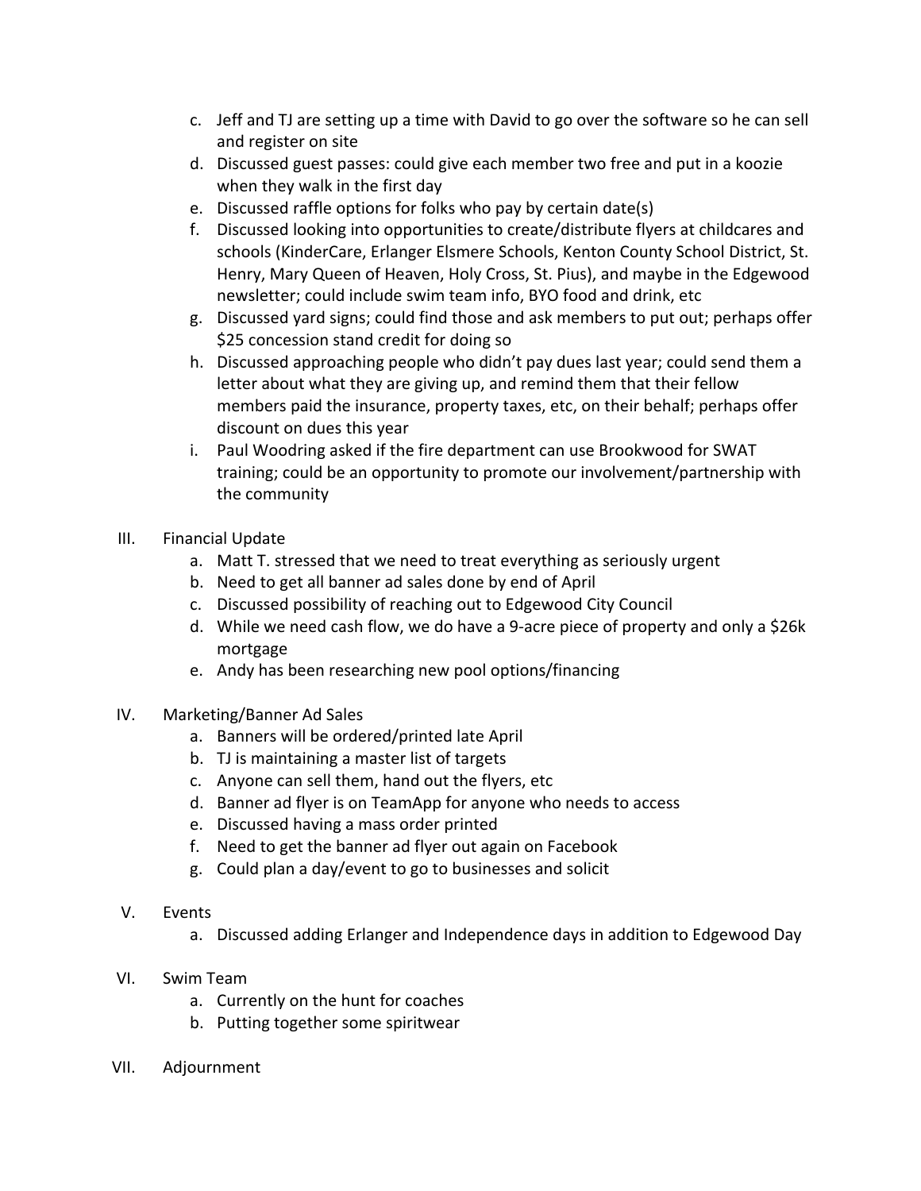c. Jeff and TJ are setting up a time with David to go over the software so he can sell and register on site
d. Discussed guest passes: could give each member two free and put in a koozie when they walk in the first day
e. Discussed raffle options for folks who pay by certain date(s)
f. Discussed looking into opportunities to create/distribute flyers at childcares and schools (KinderCare, Erlanger Elsmere Schools, Kenton County School District, St. Henry, Mary Queen of Heaven, Holy Cross, St. Pius), and maybe in the Edgewood newsletter; could include swim team info, BYO food and drink, etc
g. Discussed yard signs; could find those and ask members to put out; perhaps offer $25 concession stand credit for doing so
h. Discussed approaching people who didn't pay dues last year; could send them a letter about what they are giving up, and remind them that their fellow members paid the insurance, property taxes, etc, on their behalf; perhaps offer discount on dues this year
i. Paul Woodring asked if the fire department can use Brookwood for SWAT training; could be an opportunity to promote our involvement/partnership with the community

III. Financial Update
   a. Matt T. stressed that we need to treat everything as seriously urgent
   b. Need to get all banner ad sales done by end of April
   c. Discussed possibility of reaching out to Edgewood City Council
   d. While we need cash flow, we do have a 9-acre piece of property and only a $26k mortgage
   e. Andy has been researching new pool options/financing

IV. Marketing/Banner Ad Sales
   a. Banners will be ordered/printed late April
   b. TJ is maintaining a master list of targets
   c. Anyone can sell them, hand out the flyers, etc
   d. Banner ad flyer is on TeamApp for anyone who needs to access
   e. Discussed having a mass order printed
   f. Need to get the banner ad flyer out again on Facebook
   g. Could plan a day/event to go to businesses and solicit

V. Events
   a. Discussed adding Erlanger and Independence days in addition to Edgewood Day

VI. Swim Team
   a. Currently on the hunt for coaches
   b. Putting together some spiritwear

VII. Adjournment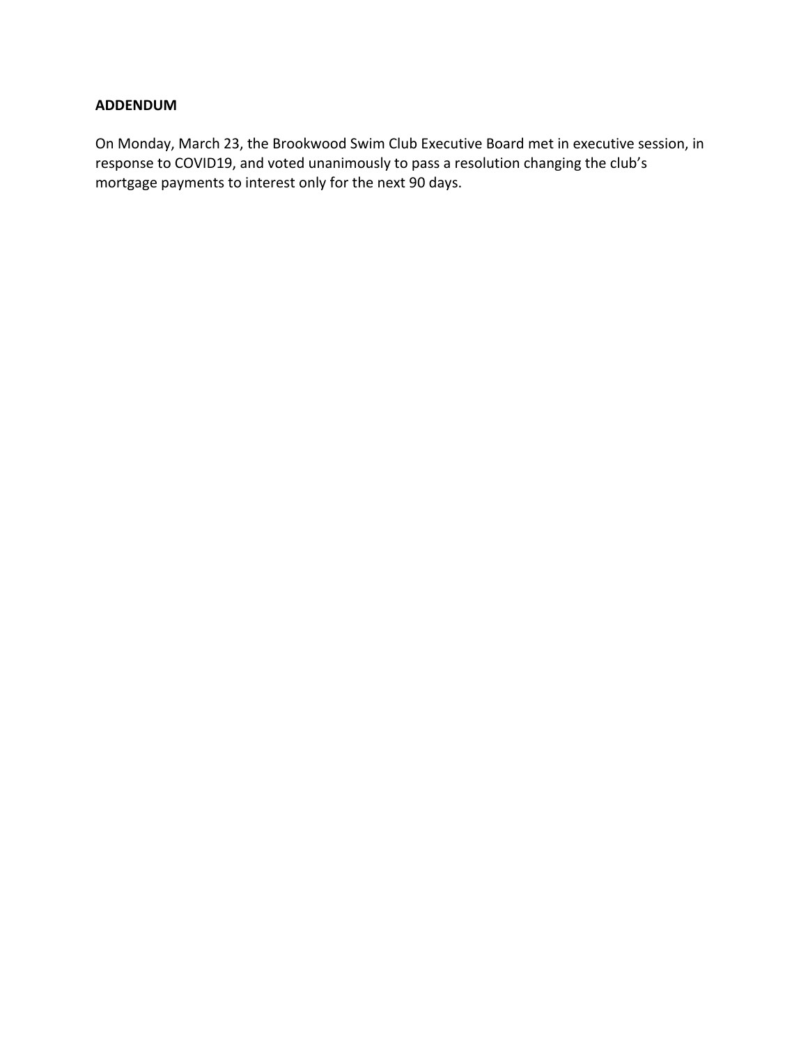**ADDENDUM**

On Monday, March 23, the Brookwood Swim Club Executive Board met in executive session, in response to COVID19, and voted unanimously to pass a resolution changing the club's mortgage payments to interest only for the next 90 days.